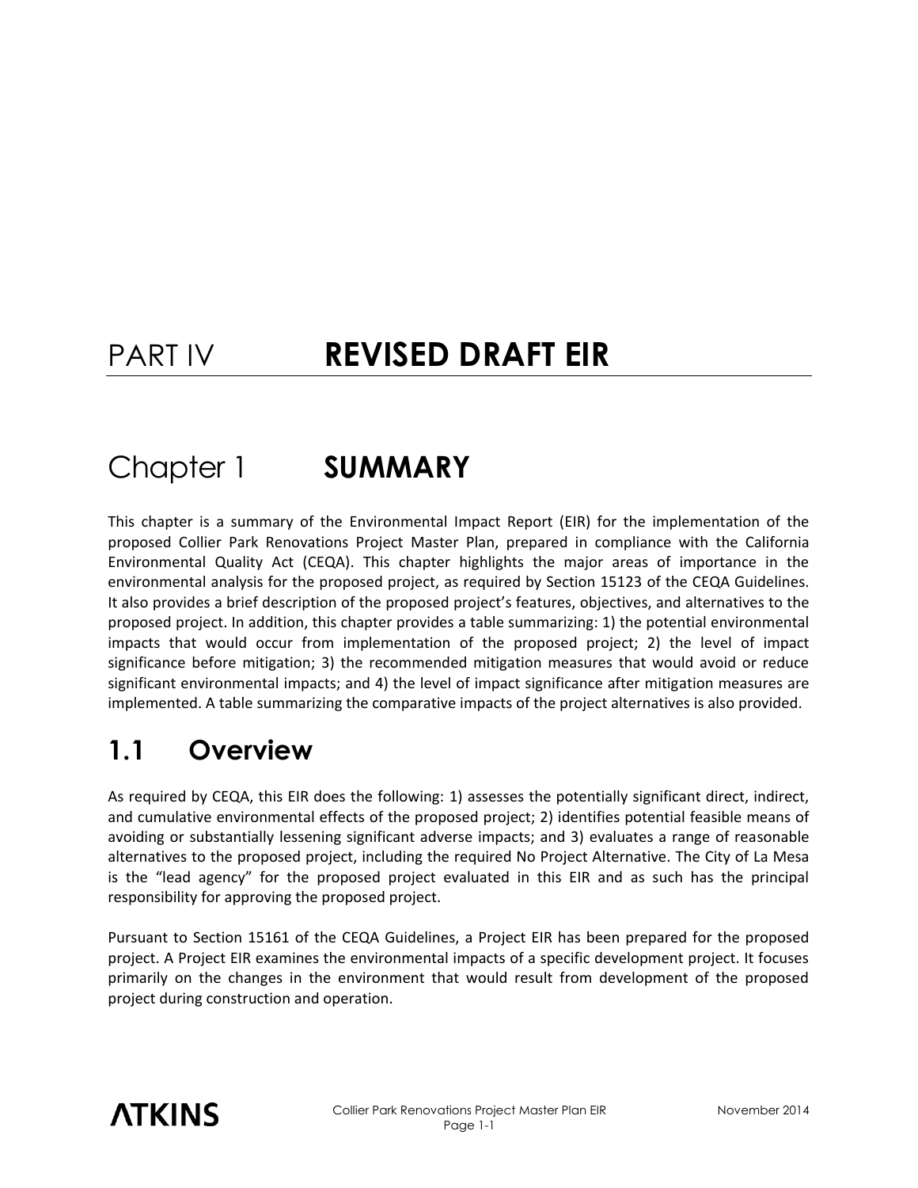# PART IV REVISED DRAFT EIR

# Chapter 1 SUMMARY

This chapter is a summary of the Environmental Impact Report (EIR) for the implementation of the proposed Collier Park Renovations Project Master Plan, prepared in compliance with the California Environmental Quality Act (CEQA). This chapter highlights the major areas of importance in the environmental analysis for the proposed project, as required by Section 15123 of the CEQA Guidelines. It also provides a brief description of the proposed project's features, objectives, and alternatives to the proposed project. In addition, this chapter provides a table summarizing: 1) the potential environmental impacts that would occur from implementation of the proposed project; 2) the level of impact significance before mitigation; 3) the recommended mitigation measures that would avoid or reduce significant environmental impacts; and 4) the level of impact significance after mitigation measures are implemented. A table summarizing the comparative impacts of the project alternatives is also provided.

## 1.1 Overview

As required by CEQA, this EIR does the following: 1) assesses the potentially significant direct, indirect, and cumulative environmental effects of the proposed project; 2) identifies potential feasible means of avoiding or substantially lessening significant adverse impacts; and 3) evaluates a range of reasonable alternatives to the proposed project, including the required No Project Alternative. The City of La Mesa is the "lead agency" for the proposed project evaluated in this EIR and as such has the principal responsibility for approving the proposed project.

Pursuant to Section 15161 of the CEQA Guidelines, a Project EIR has been prepared for the proposed project. A Project EIR examines the environmental impacts of a specific development project. It focuses primarily on the changes in the environment that would result from development of the proposed project during construction and operation.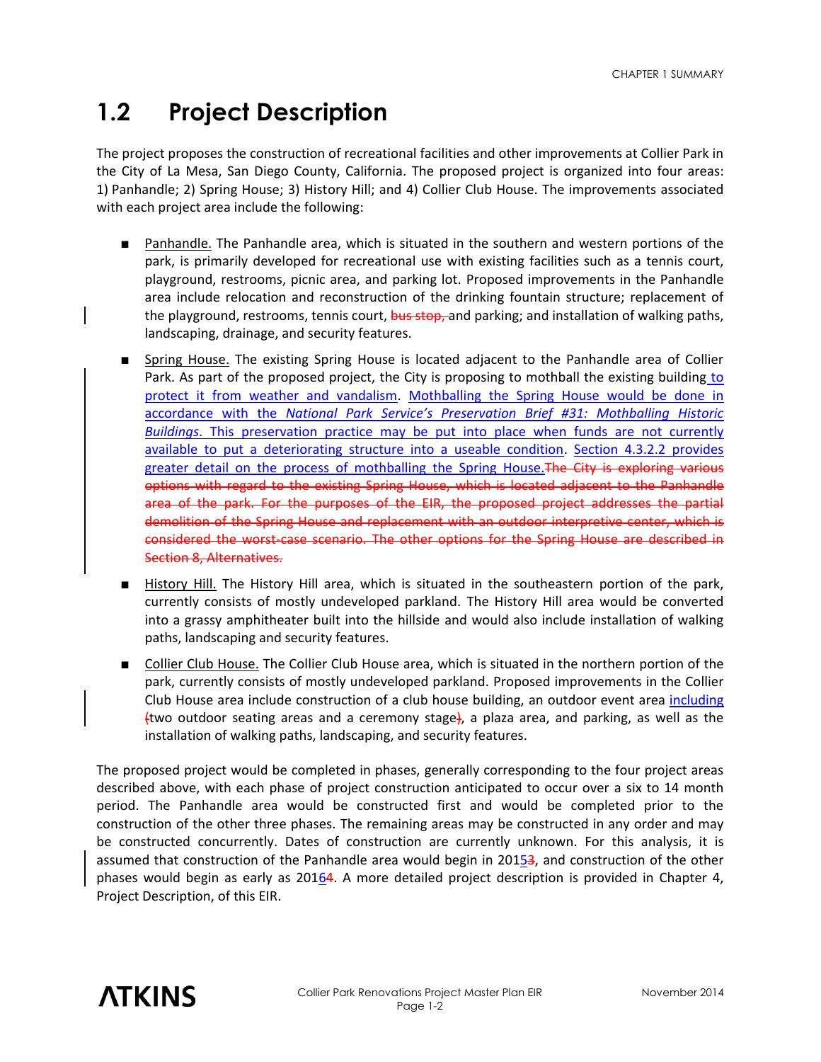## 1.2 Project Description

The project proposes the construction of recreational facilities and other improvements at Collier Park in the City of La Mesa, San Diego County, California. The proposed project is organized into four areas: 1) Panhandle; 2) Spring House; 3) History Hill; and 4) Collier Club House. The improvements associated with each project area include the following:

- Panhandle. The Panhandle area, which is situated in the southern and western portions of the park, is primarily developed for recreational use with existing facilities such as a tennis court, playground, restrooms, picnic area, and parking lot. Proposed improvements in the Panhandle area include relocation and reconstruction of the drinking fountain structure; replacement of the playground, restrooms, tennis court, ~~bus stop,~~ and parking; and installation of walking paths, landscaping, drainage, and security features.
- Spring House. The existing Spring House is located adjacent to the Panhandle area of Collier Park. As part of the proposed project, the City is proposing to mothball the existing building to protect it from weather and vandalism. Mothballing the Spring House would be done in accordance with the *National Park Service's Preservation Brief #31: Mothballing Historic Buildings*. This preservation practice may be put into place when funds are not currently available to put a deteriorating structure into a useable condition. Section 4.3.2.2 provides greater detail on the process of mothballing the Spring House.~~The City is exploring various options with regard to the existing Spring House, which is located adjacent to the Panhandle area of the park. For the purposes of the EIR, the proposed project addresses the partial demolition of the Spring House and replacement with an outdoor interpretive center, which is considered the worst-case scenario. The other options for the Spring House are described in Section 8, Alternatives.~~
- History Hill. The History Hill area, which is situated in the southeastern portion of the park, currently consists of mostly undeveloped parkland. The History Hill area would be converted into a grassy amphitheater built into the hillside and would also include installation of walking paths, landscaping and security features.
- Collier Club House. The Collier Club House area, which is situated in the northern portion of the park, currently consists of mostly undeveloped parkland. Proposed improvements in the Collier Club House area include construction of a club house building, an outdoor event area including ~~(~~two outdoor seating areas and a ceremony stage~~)~~, a plaza area, and parking, as well as the installation of walking paths, landscaping, and security features.

The proposed project would be completed in phases, generally corresponding to the four project areas described above, with each phase of project construction anticipated to occur over a six to 14 month period. The Panhandle area would be constructed first and would be completed prior to the construction of the other three phases. The remaining areas may be constructed in any order and may be constructed concurrently. Dates of construction are currently unknown. For this analysis, it is assumed that construction of the Panhandle area would begin in 2015~~3~~, and construction of the other phases would begin as early as 2016~~4~~. A more detailed project description is provided in Chapter 4, Project Description, of this EIR.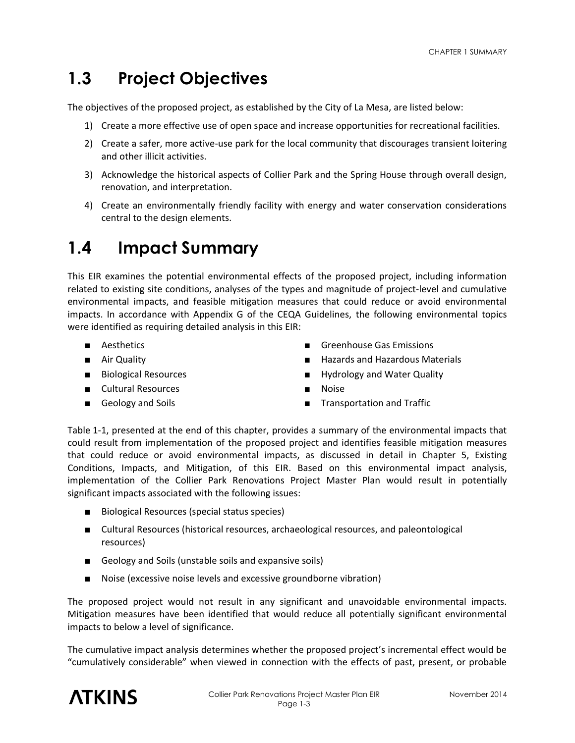## 1.3 Project Objectives

The objectives of the proposed project, as established by the City of La Mesa, are listed below:

1) Create a more effective use of open space and increase opportunities for recreational facilities.
2) Create a safer, more active-use park for the local community that discourages transient loitering and other illicit activities.
3) Acknowledge the historical aspects of Collier Park and the Spring House through overall design, renovation, and interpretation.
4) Create an environmentally friendly facility with energy and water conservation considerations central to the design elements.

## 1.4 Impact Summary

This EIR examines the potential environmental effects of the proposed project, including information related to existing site conditions, analyses of the types and magnitude of project-level and cumulative environmental impacts, and feasible mitigation measures that could reduce or avoid environmental impacts. In accordance with Appendix G of the CEQA Guidelines, the following environmental topics were identified as requiring detailed analysis in this EIR:

- Aesthetics
- Air Quality
- Biological Resources
- Cultural Resources
- Geology and Soils
- Greenhouse Gas Emissions
- Hazards and Hazardous Materials
- Hydrology and Water Quality
- Noise
- Transportation and Traffic

Table 1-1, presented at the end of this chapter, provides a summary of the environmental impacts that could result from implementation of the proposed project and identifies feasible mitigation measures that could reduce or avoid environmental impacts, as discussed in detail in Chapter 5, Existing Conditions, Impacts, and Mitigation, of this EIR. Based on this environmental impact analysis, implementation of the Collier Park Renovations Project Master Plan would result in potentially significant impacts associated with the following issues:

- Biological Resources (special status species)
- Cultural Resources (historical resources, archaeological resources, and paleontological resources)
- Geology and Soils (unstable soils and expansive soils)
- Noise (excessive noise levels and excessive groundborne vibration)

The proposed project would not result in any significant and unavoidable environmental impacts. Mitigation measures have been identified that would reduce all potentially significant environmental impacts to below a level of significance.

The cumulative impact analysis determines whether the proposed project's incremental effect would be "cumulatively considerable" when viewed in connection with the effects of past, present, or probable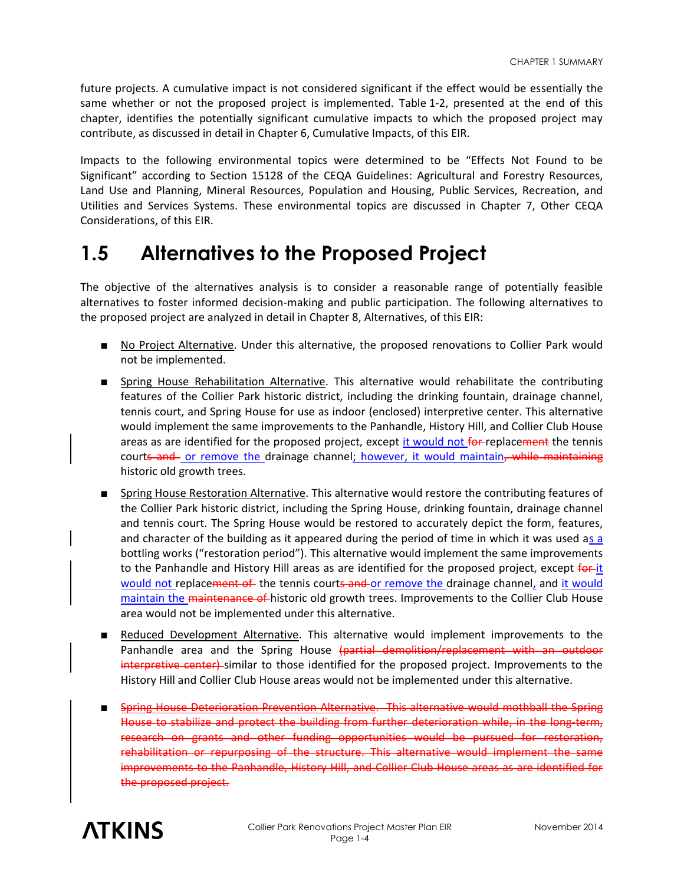future projects. A cumulative impact is not considered significant if the effect would be essentially the same whether or not the proposed project is implemented. Table 1-2, presented at the end of this chapter, identifies the potentially significant cumulative impacts to which the proposed project may contribute, as discussed in detail in Chapter 6, Cumulative Impacts, of this EIR.

Impacts to the following environmental topics were determined to be "Effects Not Found to be Significant" according to Section 15128 of the CEQA Guidelines: Agricultural and Forestry Resources, Land Use and Planning, Mineral Resources, Population and Housing, Public Services, Recreation, and Utilities and Services Systems. These environmental topics are discussed in Chapter 7, Other CEQA Considerations, of this EIR.

# 1.5 Alternatives to the Proposed Project

The objective of the alternatives analysis is to consider a reasonable range of potentially feasible alternatives to foster informed decision-making and public participation. The following alternatives to the proposed project are analyzed in detail in Chapter 8, Alternatives, of this EIR:

- No Project Alternative. Under this alternative, the proposed renovations to Collier Park would not be implemented.

- Spring House Rehabilitation Alternative. This alternative would rehabilitate the contributing features of the Collier Park historic district, including the drinking fountain, drainage channel, tennis court, and Spring House for use as indoor (enclosed) interpretive center. This alternative would implement the same improvements to the Panhandle, History Hill, and Collier Club House areas as are identified for the proposed project, except it would not ~~for~~ replace~~ment~~ the tennis court~~s and~~ or remove the drainage channel; however, it would maintain~~, while maintaining~~ historic old growth trees.

- Spring House Restoration Alternative. This alternative would restore the contributing features of the Collier Park historic district, including the Spring House, drinking fountain, drainage channel and tennis court. The Spring House would be restored to accurately depict the form, features, and character of the building as it appeared during the period of time in which it was used as a bottling works ("restoration period"). This alternative would implement the same improvements to the Panhandle and History Hill areas as are identified for the proposed project, except ~~for~~ it would not replace~~ment of~~ the tennis court~~s and~~ or remove the drainage channel, and it would maintain the ~~maintenance of~~ historic old growth trees. Improvements to the Collier Club House area would not be implemented under this alternative.

- Reduced Development Alternative. This alternative would implement improvements to the Panhandle area and the Spring House ~~(partial demolition/replacement with an outdoor interpretive center)~~ similar to those identified for the proposed project. Improvements to the History Hill and Collier Club House areas would not be implemented under this alternative.

- ~~Spring House Deterioration Prevention Alternative. This alternative would mothball the Spring House to stabilize and protect the building from further deterioration while, in the long-term, research on grants and other funding opportunities would be pursued for restoration, rehabilitation or repurposing of the structure. This alternative would implement the same improvements to the Panhandle, History Hill, and Collier Club House areas as are identified for the proposed project.~~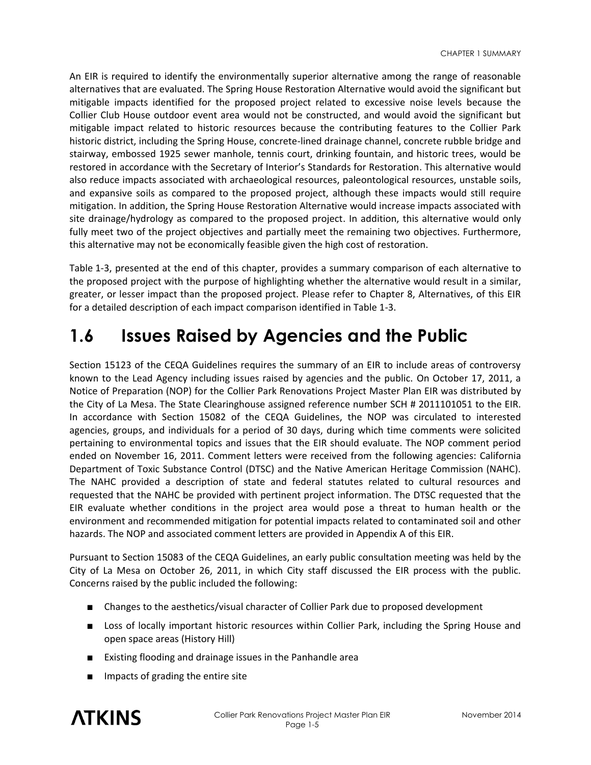An EIR is required to identify the environmentally superior alternative among the range of reasonable alternatives that are evaluated. The Spring House Restoration Alternative would avoid the significant but mitigable impacts identified for the proposed project related to excessive noise levels because the Collier Club House outdoor event area would not be constructed, and would avoid the significant but mitigable impact related to historic resources because the contributing features to the Collier Park historic district, including the Spring House, concrete-lined drainage channel, concrete rubble bridge and stairway, embossed 1925 sewer manhole, tennis court, drinking fountain, and historic trees, would be restored in accordance with the Secretary of Interior's Standards for Restoration. This alternative would also reduce impacts associated with archaeological resources, paleontological resources, unstable soils, and expansive soils as compared to the proposed project, although these impacts would still require mitigation. In addition, the Spring House Restoration Alternative would increase impacts associated with site drainage/hydrology as compared to the proposed project. In addition, this alternative would only fully meet two of the project objectives and partially meet the remaining two objectives. Furthermore, this alternative may not be economically feasible given the high cost of restoration.

Table 1-3, presented at the end of this chapter, provides a summary comparison of each alternative to the proposed project with the purpose of highlighting whether the alternative would result in a similar, greater, or lesser impact than the proposed project. Please refer to Chapter 8, Alternatives, of this EIR for a detailed description of each impact comparison identified in Table 1-3.

# 1.6 Issues Raised by Agencies and the Public

Section 15123 of the CEQA Guidelines requires the summary of an EIR to include areas of controversy known to the Lead Agency including issues raised by agencies and the public. On October 17, 2011, a Notice of Preparation (NOP) for the Collier Park Renovations Project Master Plan EIR was distributed by the City of La Mesa. The State Clearinghouse assigned reference number SCH # 2011101051 to the EIR. In accordance with Section 15082 of the CEQA Guidelines, the NOP was circulated to interested agencies, groups, and individuals for a period of 30 days, during which time comments were solicited pertaining to environmental topics and issues that the EIR should evaluate. The NOP comment period ended on November 16, 2011. Comment letters were received from the following agencies: California Department of Toxic Substance Control (DTSC) and the Native American Heritage Commission (NAHC). The NAHC provided a description of state and federal statutes related to cultural resources and requested that the NAHC be provided with pertinent project information. The DTSC requested that the EIR evaluate whether conditions in the project area would pose a threat to human health or the environment and recommended mitigation for potential impacts related to contaminated soil and other hazards. The NOP and associated comment letters are provided in Appendix A of this EIR.

Pursuant to Section 15083 of the CEQA Guidelines, an early public consultation meeting was held by the City of La Mesa on October 26, 2011, in which City staff discussed the EIR process with the public. Concerns raised by the public included the following:

- Changes to the aesthetics/visual character of Collier Park due to proposed development
- Loss of locally important historic resources within Collier Park, including the Spring House and open space areas (History Hill)
- Existing flooding and drainage issues in the Panhandle area
- Impacts of grading the entire site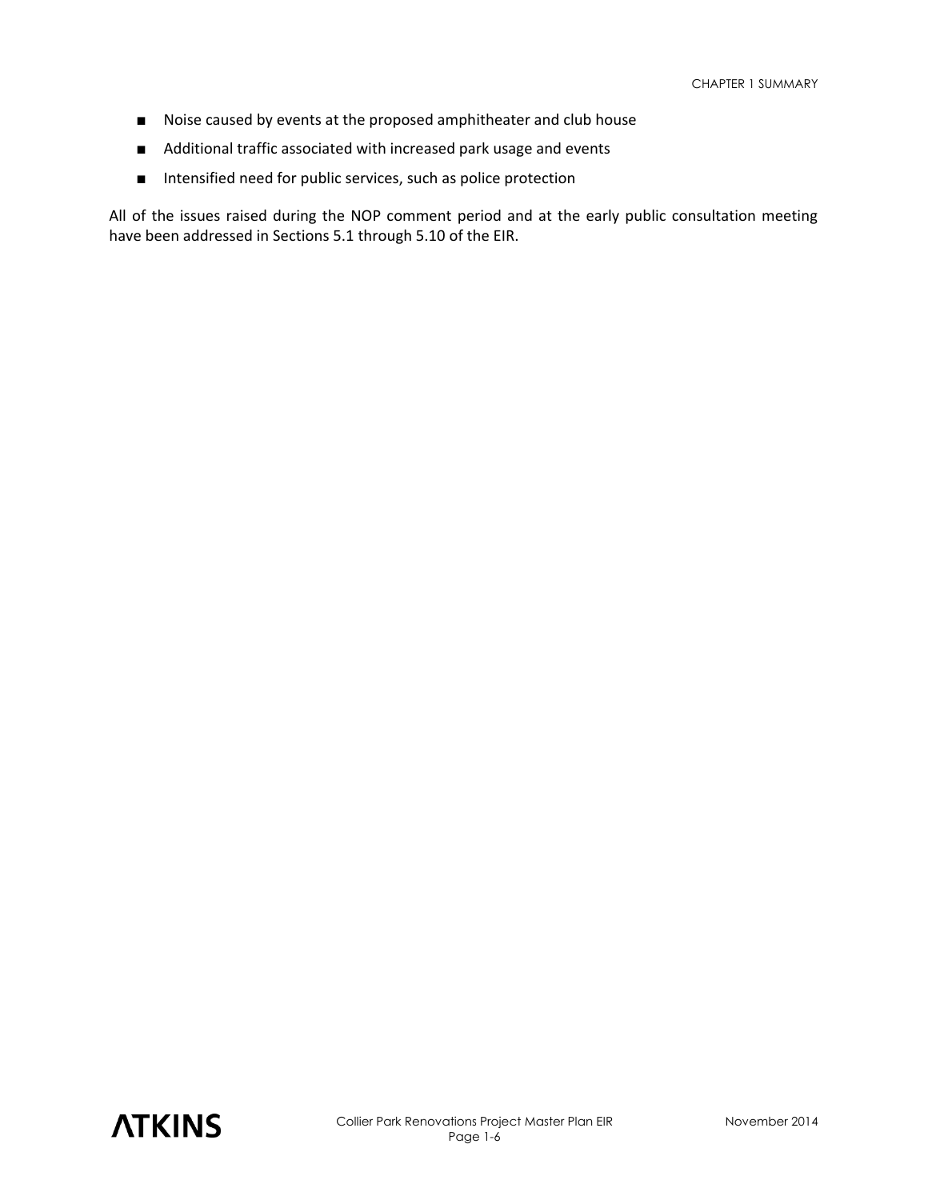- Noise caused by events at the proposed amphitheater and club house
- Additional traffic associated with increased park usage and events
- Intensified need for public services, such as police protection

All of the issues raised during the NOP comment period and at the early public consultation meeting have been addressed in Sections 5.1 through 5.10 of the EIR.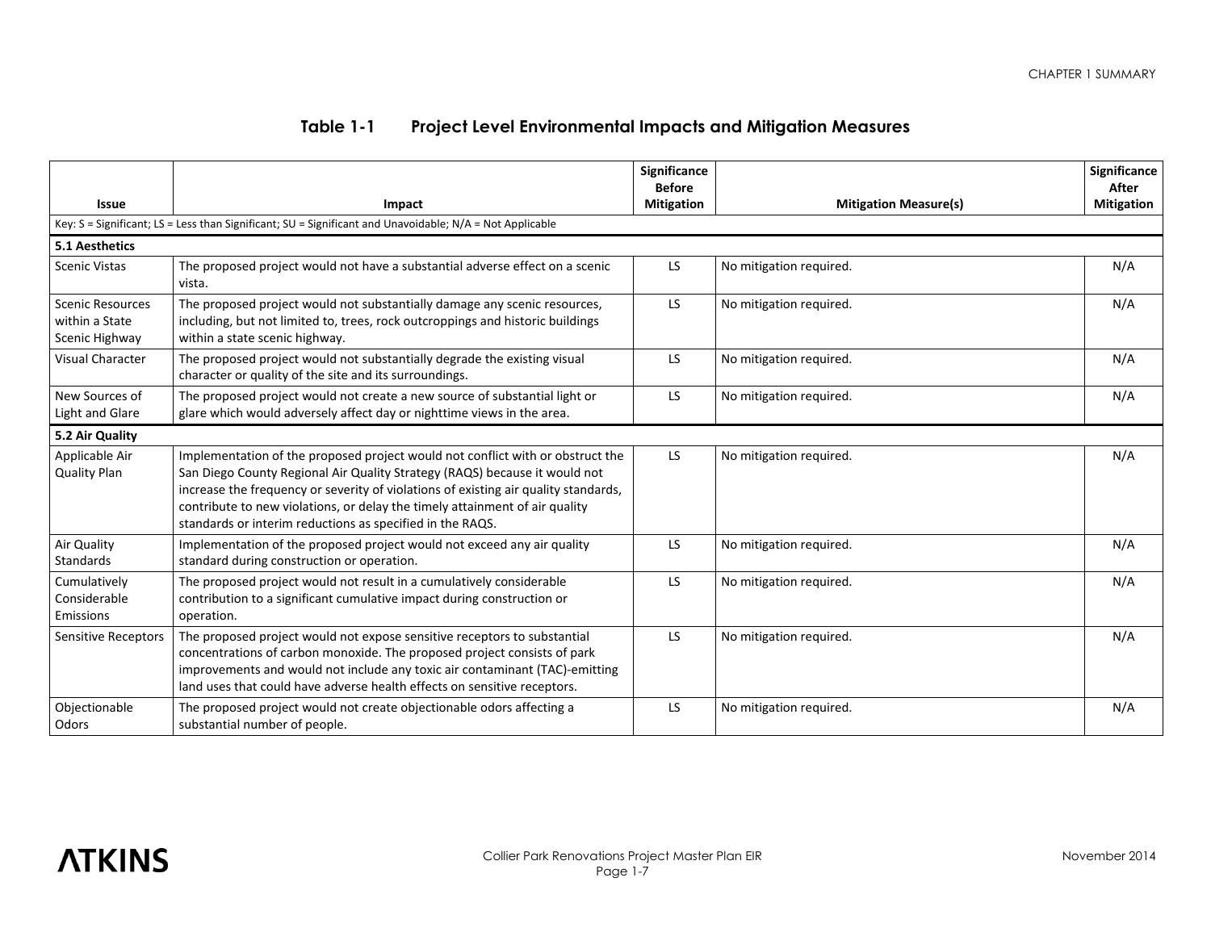## Table 1-1 Project Level Environmental Impacts and Mitigation Measures

| Issue | Impact | Significance Before Mitigation | Mitigation Measure(s) | Significance After Mitigation |
|---|---|---|---|---|
| Key: S = Significant; LS = Less than Significant; SU = Significant and Unavoidable; N/A = Not Applicable | | | | |
| **5.1 Aesthetics** | | | | |
| Scenic Vistas | The proposed project would not have a substantial adverse effect on a scenic vista. | LS | No mitigation required. | N/A |
| Scenic Resources within a State Scenic Highway | The proposed project would not substantially damage any scenic resources, including, but not limited to, trees, rock outcroppings and historic buildings within a state scenic highway. | LS | No mitigation required. | N/A |
| Visual Character | The proposed project would not substantially degrade the existing visual character or quality of the site and its surroundings. | LS | No mitigation required. | N/A |
| New Sources of Light and Glare | The proposed project would not create a new source of substantial light or glare which would adversely affect day or nighttime views in the area. | LS | No mitigation required. | N/A |
| **5.2 Air Quality** | | | | |
| Applicable Air Quality Plan | Implementation of the proposed project would not conflict with or obstruct the San Diego County Regional Air Quality Strategy (RAQS) because it would not increase the frequency or severity of violations of existing air quality standards, contribute to new violations, or delay the timely attainment of air quality standards or interim reductions as specified in the RAQS. | LS | No mitigation required. | N/A |
| Air Quality Standards | Implementation of the proposed project would not exceed any air quality standard during construction or operation. | LS | No mitigation required. | N/A |
| Cumulatively Considerable Emissions | The proposed project would not result in a cumulatively considerable contribution to a significant cumulative impact during construction or operation. | LS | No mitigation required. | N/A |
| Sensitive Receptors | The proposed project would not expose sensitive receptors to substantial concentrations of carbon monoxide. The proposed project consists of park improvements and would not include any toxic air contaminant (TAC)-emitting land uses that could have adverse health effects on sensitive receptors. | LS | No mitigation required. | N/A |
| Objectionable Odors | The proposed project would not create objectionable odors affecting a substantial number of people. | LS | No mitigation required. | N/A |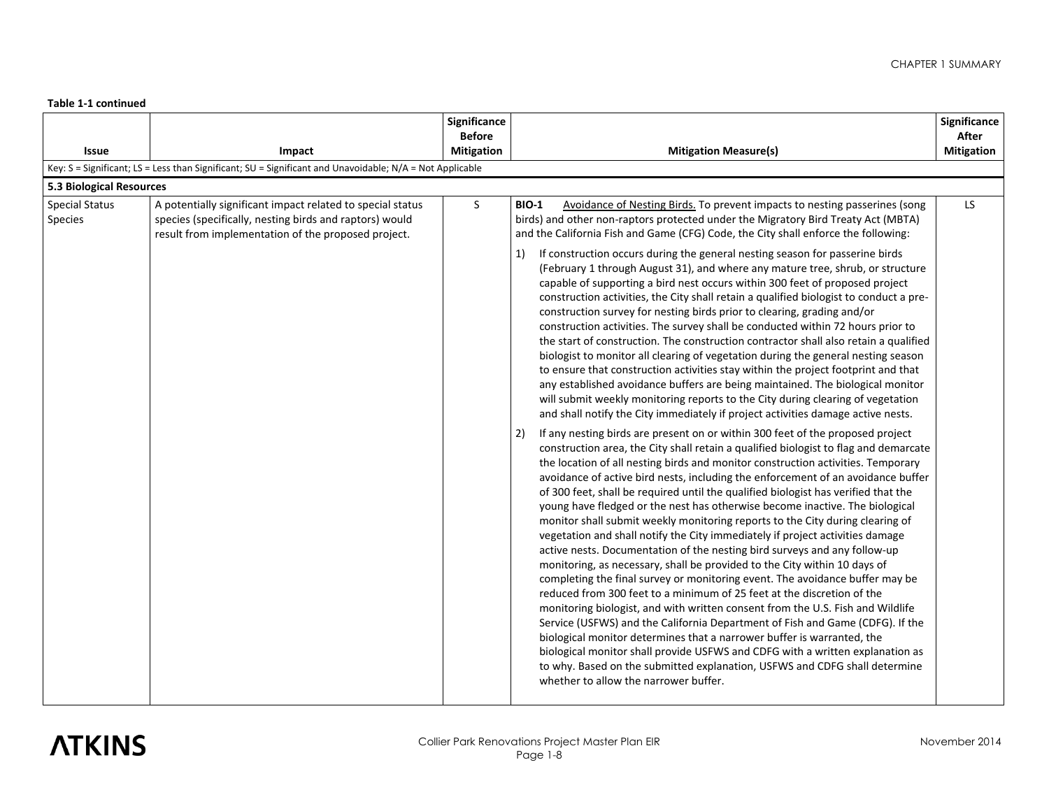**Table 1-1 continued**

| Issue | Impact | Significance Before Mitigation | Mitigation Measure(s) | Significance After Mitigation |
|---|---|---|---|---|
| Key: S = Significant; LS = Less than Significant; SU = Significant and Unavoidable; N/A = Not Applicable | | | | |
| **5.3 Biological Resources** | | | | |
| Special Status Species | A potentially significant impact related to special status species (specifically, nesting birds and raptors) would result from implementation of the proposed project. | S | **BIO-1** Avoidance of Nesting Birds. To prevent impacts to nesting passerines (song birds) and other non-raptors protected under the Migratory Bird Treaty Act (MBTA) and the California Fish and Game (CFG) Code, the City shall enforce the following:<br><br>1) If construction occurs during the general nesting season for passerine birds (February 1 through August 31), and where any mature tree, shrub, or structure capable of supporting a bird nest occurs within 300 feet of proposed project construction activities, the City shall retain a qualified biologist to conduct a pre-construction survey for nesting birds prior to clearing, grading and/or construction activities. The survey shall be conducted within 72 hours prior to the start of construction. The construction contractor shall also retain a qualified biologist to monitor all clearing of vegetation during the general nesting season to ensure that construction activities stay within the project footprint and that any established avoidance buffers are being maintained. The biological monitor will submit weekly monitoring reports to the City during clearing of vegetation and shall notify the City immediately if project activities damage active nests.<br><br>2) If any nesting birds are present on or within 300 feet of the proposed project construction area, the City shall retain a qualified biologist to flag and demarcate the location of all nesting birds and monitor construction activities. Temporary avoidance of active bird nests, including the enforcement of an avoidance buffer of 300 feet, shall be required until the qualified biologist has verified that the young have fledged or the nest has otherwise become inactive. The biological monitor shall submit weekly monitoring reports to the City during clearing of vegetation and shall notify the City immediately if project activities damage active nests. Documentation of the nesting bird surveys and any follow-up monitoring, as necessary, shall be provided to the City within 10 days of completing the final survey or monitoring event. The avoidance buffer may be reduced from 300 feet to a minimum of 25 feet at the discretion of the monitoring biologist, and with written consent from the U.S. Fish and Wildlife Service (USFWS) and the California Department of Fish and Game (CDFG). If the biological monitor determines that a narrower buffer is warranted, the biological monitor shall provide USFWS and CDFG with a written explanation as to why. Based on the submitted explanation, USFWS and CDFG shall determine whether to allow the narrower buffer. | LS |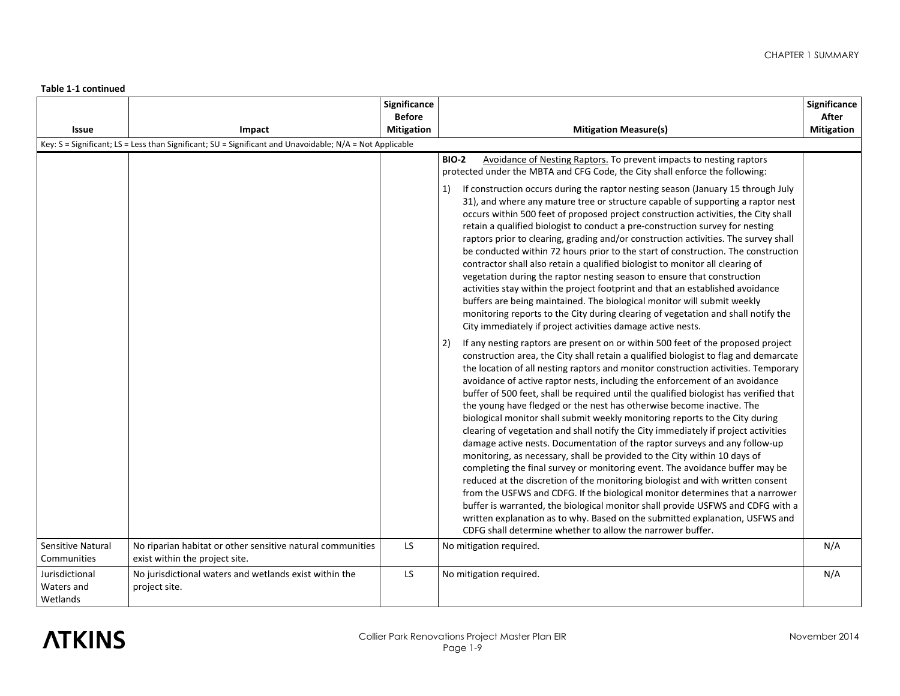**Table 1-1 continued**

| Issue | Impact | Significance Before Mitigation | Mitigation Measure(s) | Significance After Mitigation |
|---|---|---|---|---|
| Key: S = Significant; LS = Less than Significant; SU = Significant and Unavoidable; N/A = Not Applicable | | | | |
| | | | **BIO-2** Avoidance of Nesting Raptors. To prevent impacts to nesting raptors protected under the MBTA and CFG Code, the City shall enforce the following:<br>1) If construction occurs during the raptor nesting season (January 15 through July 31), and where any mature tree or structure capable of supporting a raptor nest occurs within 500 feet of proposed project construction activities, the City shall retain a qualified biologist to conduct a pre-construction survey for nesting raptors prior to clearing, grading and/or construction activities. The survey shall be conducted within 72 hours prior to the start of construction. The construction contractor shall also retain a qualified biologist to monitor all clearing of vegetation during the raptor nesting season to ensure that construction activities stay within the project footprint and that an established avoidance buffers are being maintained. The biological monitor will submit weekly monitoring reports to the City during clearing of vegetation and shall notify the City immediately if project activities damage active nests.<br>2) If any nesting raptors are present on or within 500 feet of the proposed project construction area, the City shall retain a qualified biologist to flag and demarcate the location of all nesting raptors and monitor construction activities. Temporary avoidance of active raptor nests, including the enforcement of an avoidance buffer of 500 feet, shall be required until the qualified biologist has verified that the young have fledged or the nest has otherwise become inactive. The biological monitor shall submit weekly monitoring reports to the City during clearing of vegetation and shall notify the City immediately if project activities damage active nests. Documentation of the raptor surveys and any follow-up monitoring, as necessary, shall be provided to the City within 10 days of completing the final survey or monitoring event. The avoidance buffer may be reduced at the discretion of the monitoring biologist and with written consent from the USFWS and CDFG. If the biological monitor determines that a narrower buffer is warranted, the biological monitor shall provide USFWS and CDFG with a written explanation as to why. Based on the submitted explanation, USFWS and CDFG shall determine whether to allow the narrower buffer. | |
| Sensitive Natural Communities | No riparian habitat or other sensitive natural communities exist within the project site. | LS | No mitigation required. | N/A |
| Jurisdictional Waters and Wetlands | No jurisdictional waters and wetlands exist within the project site. | LS | No mitigation required. | N/A |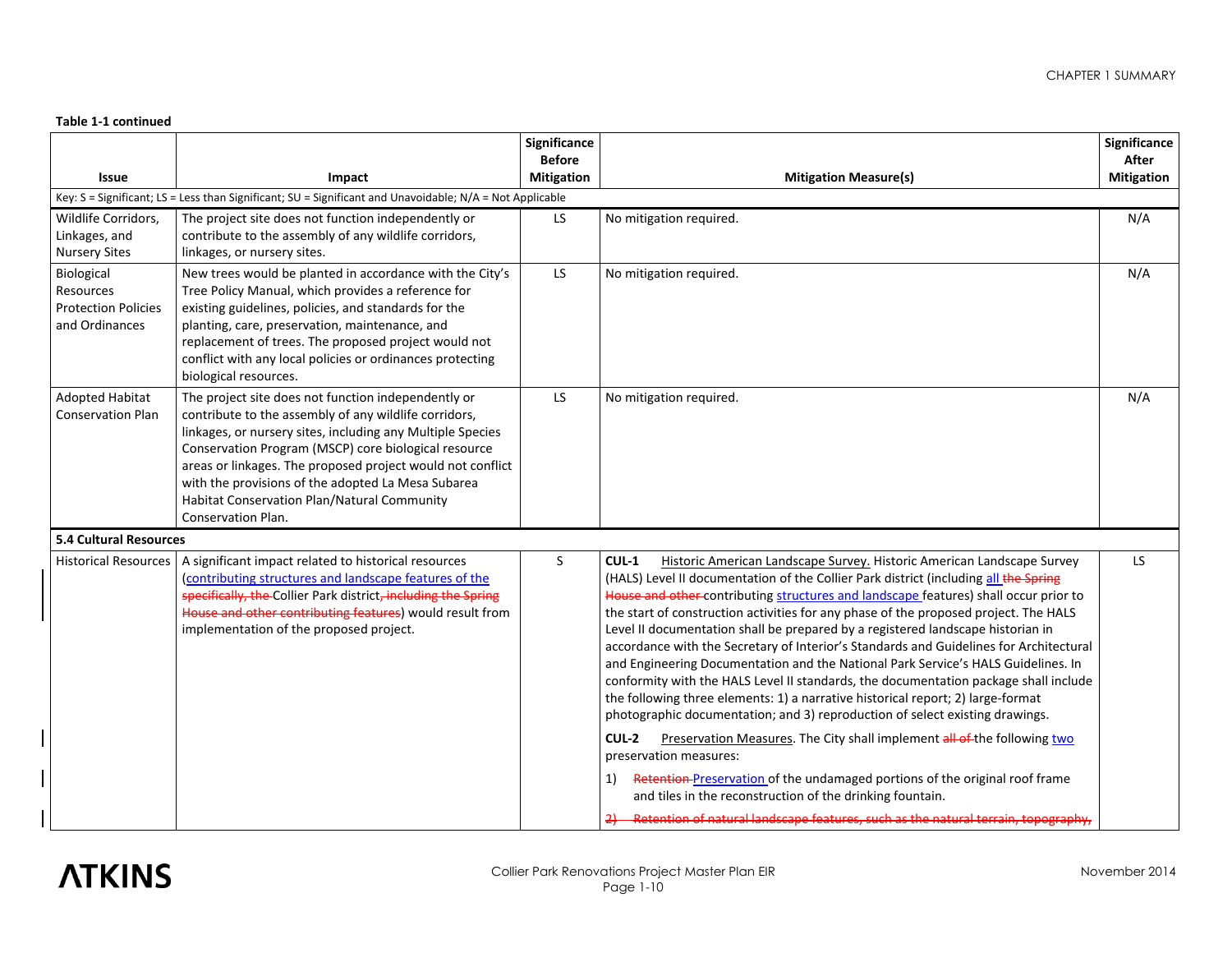**Table 1-1 continued**

| Issue | Impact | Significance Before Mitigation | Mitigation Measure(s) | Significance After Mitigation |
|---|---|---|---|---|
| Key: S = Significant; LS = Less than Significant; SU = Significant and Unavoidable; N/A = Not Applicable | | | | |
| Wildlife Corridors, Linkages, and Nursery Sites | The project site does not function independently or contribute to the assembly of any wildlife corridors, linkages, or nursery sites. | LS | No mitigation required. | N/A |
| Biological Resources Protection Policies and Ordinances | New trees would be planted in accordance with the City's Tree Policy Manual, which provides a reference for existing guidelines, policies, and standards for the planting, care, preservation, maintenance, and replacement of trees. The proposed project would not conflict with any local policies or ordinances protecting biological resources. | LS | No mitigation required. | N/A |
| Adopted Habitat Conservation Plan | The project site does not function independently or contribute to the assembly of any wildlife corridors, linkages, or nursery sites, including any Multiple Species Conservation Program (MSCP) core biological resource areas or linkages. The proposed project would not conflict with the provisions of the adopted La Mesa Subarea Habitat Conservation Plan/Natural Community Conservation Plan. | LS | No mitigation required. | N/A |
| **5.4 Cultural Resources** | | | | |
| Historical Resources | A significant impact related to historical resources (contributing structures and landscape features of the ~~specifically, the~~ Collier Park district~~, including the Spring House and other contributing features~~) would result from implementation of the proposed project. | S | **CUL-1** Historic American Landscape Survey. Historic American Landscape Survey (HALS) Level II documentation of the Collier Park district (including all ~~the Spring House and other~~ contributing structures and landscape features) shall occur prior to the start of construction activities for any phase of the proposed project. The HALS Level II documentation shall be prepared by a registered landscape historian in accordance with the Secretary of Interior's Standards and Guidelines for Architectural and Engineering Documentation and the National Park Service's HALS Guidelines. In conformity with the HALS Level II standards, the documentation package shall include the following three elements: 1) a narrative historical report; 2) large-format photographic documentation; and 3) reproduction of select existing drawings.<br><br>**CUL-2** Preservation Measures. The City shall implement ~~all of~~ the following two preservation measures:<br><br>1) ~~Retention~~ Preservation of the undamaged portions of the original roof frame and tiles in the reconstruction of the drinking fountain.<br><br>~~2) Retention of natural landscape features, such as the natural terrain, topography,~~ | LS |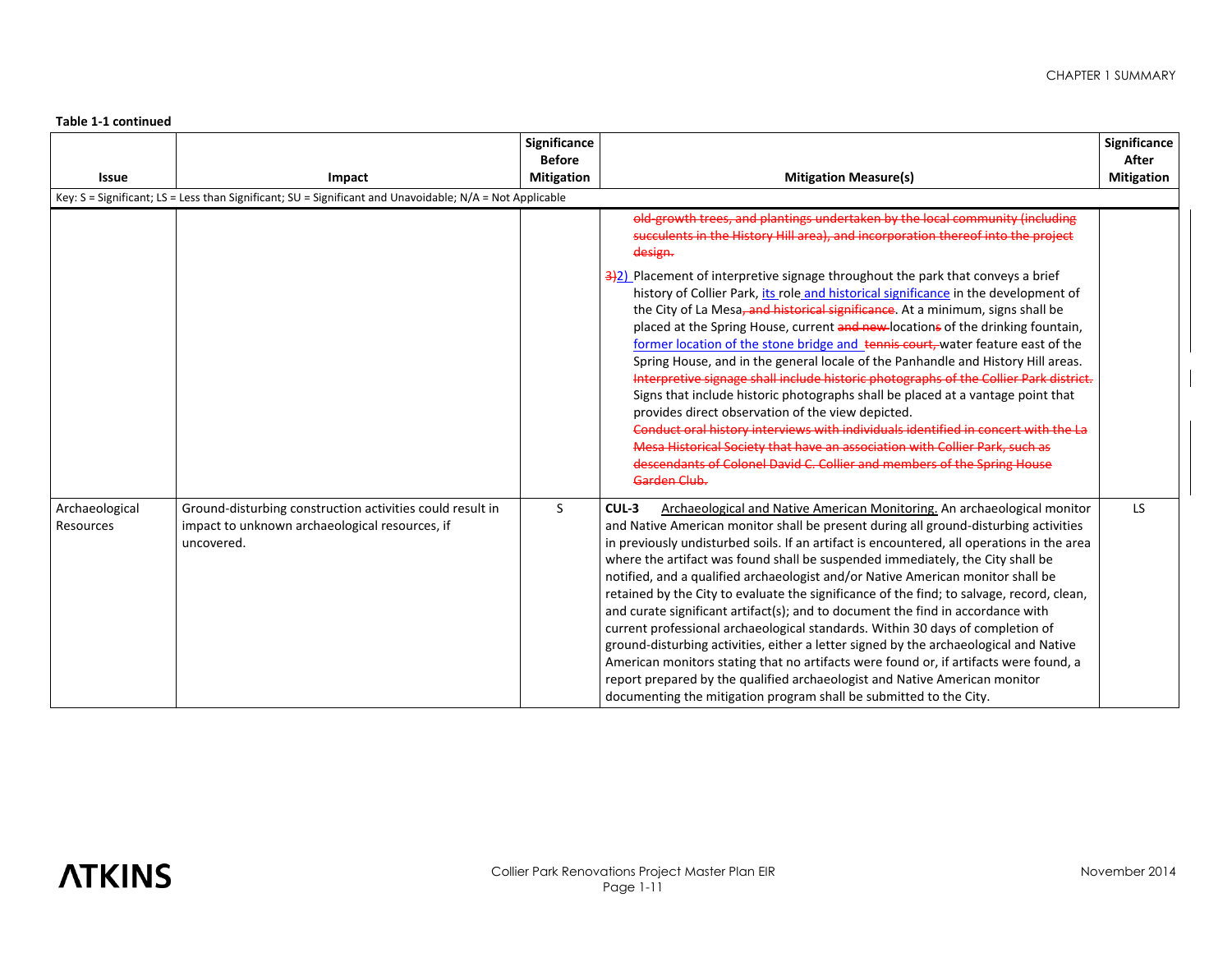**Table 1-1 continued**

| Issue | Impact | Significance Before Mitigation | Mitigation Measure(s) | Significance After Mitigation |
|---|---|---|---|---|
| Key: S = Significant; LS = Less than Significant; SU = Significant and Unavoidable; N/A = Not Applicable | | | | |
| | | | ~~old-growth trees, and plantings undertaken by the local community (including succulents in the History Hill area), and incorporation thereof into the project design.~~<br><br>~~3)~~2) Placement of interpretive signage throughout the park that conveys a brief history of Collier Park, its role and historical significance in the development of the City of La Mesa~~, and historical significance~~. At a minimum, signs shall be placed at the Spring House, current ~~and new~~ location~~s~~ of the drinking fountain, former location of the stone bridge and ~~tennis court,~~ water feature east of the Spring House, and in the general locale of the Panhandle and History Hill areas. ~~Interpretive signage shall include historic photographs of the Collier Park district.~~ Signs that include historic photographs shall be placed at a vantage point that provides direct observation of the view depicted. ~~Conduct oral history interviews with individuals identified in concert with the La Mesa Historical Society that have an association with Collier Park, such as descendants of Colonel David C. Collier and members of the Spring House Garden Club.~~ | |
| Archaeological Resources | Ground-disturbing construction activities could result in impact to unknown archaeological resources, if uncovered. | S | **CUL-3** Archaeological and Native American Monitoring. An archaeological monitor and Native American monitor shall be present during all ground-disturbing activities in previously undisturbed soils. If an artifact is encountered, all operations in the area where the artifact was found shall be suspended immediately, the City shall be notified, and a qualified archaeologist and/or Native American monitor shall be retained by the City to evaluate the significance of the find; to salvage, record, clean, and curate significant artifact(s); and to document the find in accordance with current professional archaeological standards. Within 30 days of completion of ground-disturbing activities, either a letter signed by the archaeological and Native American monitors stating that no artifacts were found or, if artifacts were found, a report prepared by the qualified archaeologist and Native American monitor documenting the mitigation program shall be submitted to the City. | LS |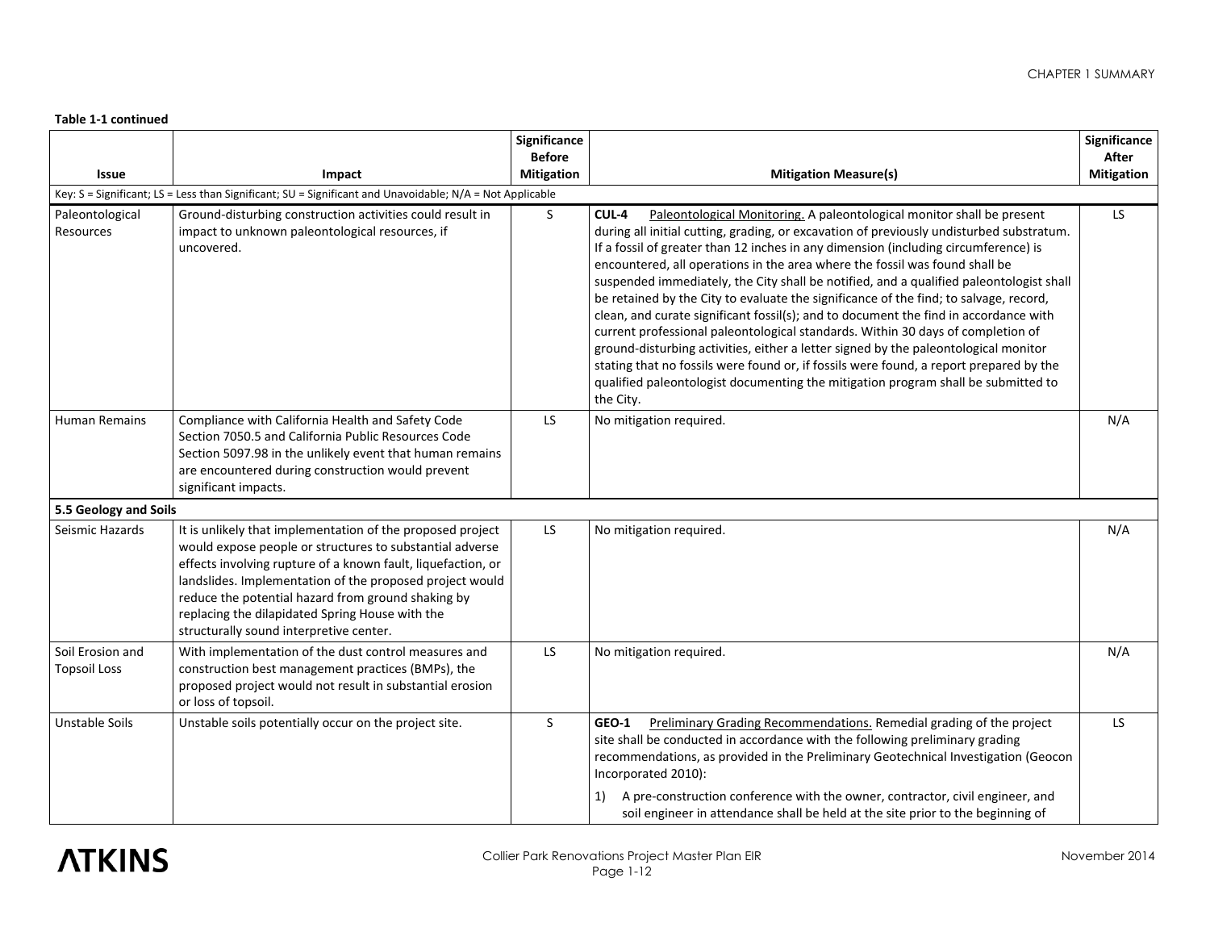**Table 1-1 continued**

| Issue | Impact | Significance Before Mitigation | Mitigation Measure(s) | Significance After Mitigation |
|---|---|---|---|---|
| Key: S = Significant; LS = Less than Significant; SU = Significant and Unavoidable; N/A = Not Applicable | | | | |
| Paleontological Resources | Ground-disturbing construction activities could result in impact to unknown paleontological resources, if uncovered. | S | **CUL-4** Paleontological Monitoring. A paleontological monitor shall be present during all initial cutting, grading, or excavation of previously undisturbed substratum. If a fossil of greater than 12 inches in any dimension (including circumference) is encountered, all operations in the area where the fossil was found shall be suspended immediately, the City shall be notified, and a qualified paleontologist shall be retained by the City to evaluate the significance of the find; to salvage, record, clean, and curate significant fossil(s); and to document the find in accordance with current professional paleontological standards. Within 30 days of completion of ground-disturbing activities, either a letter signed by the paleontological monitor stating that no fossils were found or, if fossils were found, a report prepared by the qualified paleontologist documenting the mitigation program shall be submitted to the City. | LS |
| Human Remains | Compliance with California Health and Safety Code Section 7050.5 and California Public Resources Code Section 5097.98 in the unlikely event that human remains are encountered during construction would prevent significant impacts. | LS | No mitigation required. | N/A |
| **5.5 Geology and Soils** | | | | |
| Seismic Hazards | It is unlikely that implementation of the proposed project would expose people or structures to substantial adverse effects involving rupture of a known fault, liquefaction, or landslides. Implementation of the proposed project would reduce the potential hazard from ground shaking by replacing the dilapidated Spring House with the structurally sound interpretive center. | LS | No mitigation required. | N/A |
| Soil Erosion and Topsoil Loss | With implementation of the dust control measures and construction best management practices (BMPs), the proposed project would not result in substantial erosion or loss of topsoil. | LS | No mitigation required. | N/A |
| Unstable Soils | Unstable soils potentially occur on the project site. | S | **GEO-1** Preliminary Grading Recommendations. Remedial grading of the project site shall be conducted in accordance with the following preliminary grading recommendations, as provided in the Preliminary Geotechnical Investigation (Geocon Incorporated 2010):<br><br>1) A pre-construction conference with the owner, contractor, civil engineer, and soil engineer in attendance shall be held at the site prior to the beginning of | LS |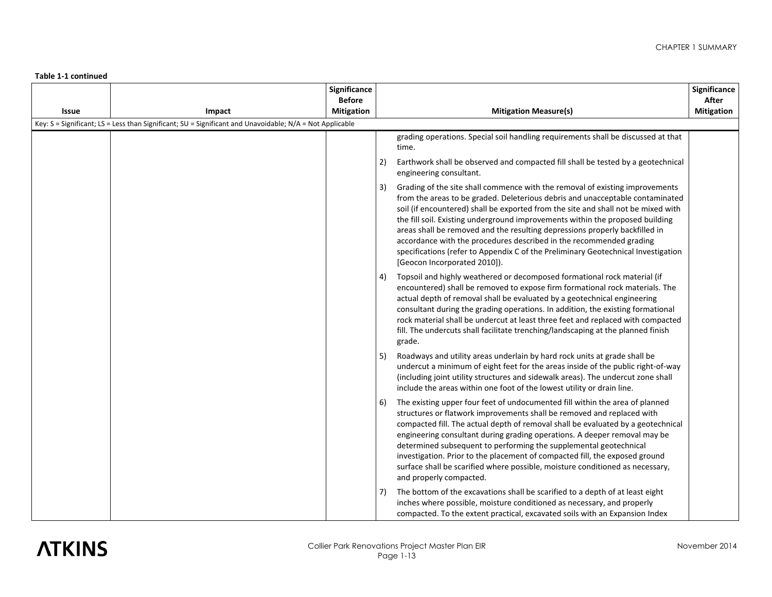**Table 1-1 continued**

| Issue | Impact | Significance Before Mitigation | Mitigation Measure(s) | Significance After Mitigation |
|---|---|---|---|---|
| Key: S = Significant; LS = Less than Significant; SU = Significant and Unavoidable; N/A = Not Applicable | | | | |
| | | | grading operations. Special soil handling requirements shall be discussed at that time. | |
| | | | 2) Earthwork shall be observed and compacted fill shall be tested by a geotechnical engineering consultant. | |
| | | | 3) Grading of the site shall commence with the removal of existing improvements from the areas to be graded. Deleterious debris and unacceptable contaminated soil (if encountered) shall be exported from the site and shall not be mixed with the fill soil. Existing underground improvements within the proposed building areas shall be removed and the resulting depressions properly backfilled in accordance with the procedures described in the recommended grading specifications (refer to Appendix C of the Preliminary Geotechnical Investigation [Geocon Incorporated 2010]). | |
| | | | 4) Topsoil and highly weathered or decomposed formational rock material (if encountered) shall be removed to expose firm formational rock materials. The actual depth of removal shall be evaluated by a geotechnical engineering consultant during the grading operations. In addition, the existing formational rock material shall be undercut at least three feet and replaced with compacted fill. The undercuts shall facilitate trenching/landscaping at the planned finish grade. | |
| | | | 5) Roadways and utility areas underlain by hard rock units at grade shall be undercut a minimum of eight feet for the areas inside of the public right-of-way (including joint utility structures and sidewalk areas). The undercut zone shall include the areas within one foot of the lowest utility or drain line. | |
| | | | 6) The existing upper four feet of undocumented fill within the area of planned structures or flatwork improvements shall be removed and replaced with compacted fill. The actual depth of removal shall be evaluated by a geotechnical engineering consultant during grading operations. A deeper removal may be determined subsequent to performing the supplemental geotechnical investigation. Prior to the placement of compacted fill, the exposed ground surface shall be scarified where possible, moisture conditioned as necessary, and properly compacted. | |
| | | | 7) The bottom of the excavations shall be scarified to a depth of at least eight inches where possible, moisture conditioned as necessary, and properly compacted. To the extent practical, excavated soils with an Expansion Index | |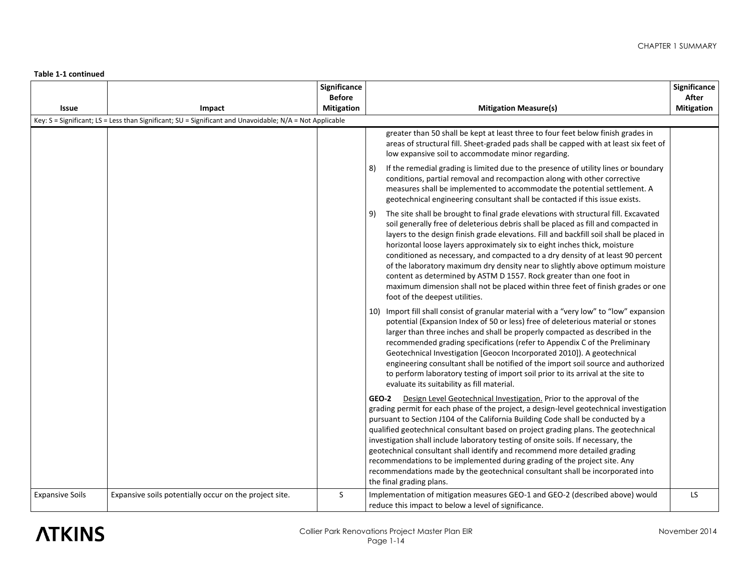**Table 1-1 continued**

| Issue | Impact | Significance Before Mitigation | Mitigation Measure(s) | Significance After Mitigation |
|---|---|---|---|---|
| Key: S = Significant; LS = Less than Significant; SU = Significant and Unavoidable; N/A = Not Applicable | | | | |
| | | | greater than 50 shall be kept at least three to four feet below finish grades in areas of structural fill. Sheet-graded pads shall be capped with at least six feet of low expansive soil to accommodate minor regarding.<br><br>8) If the remedial grading is limited due to the presence of utility lines or boundary conditions, partial removal and recompaction along with other corrective measures shall be implemented to accommodate the potential settlement. A geotechnical engineering consultant shall be contacted if this issue exists.<br><br>9) The site shall be brought to final grade elevations with structural fill. Excavated soil generally free of deleterious debris shall be placed as fill and compacted in layers to the design finish grade elevations. Fill and backfill soil shall be placed in horizontal loose layers approximately six to eight inches thick, moisture conditioned as necessary, and compacted to a dry density of at least 90 percent of the laboratory maximum dry density near to slightly above optimum moisture content as determined by ASTM D 1557. Rock greater than one foot in maximum dimension shall not be placed within three feet of finish grades or one foot of the deepest utilities.<br><br>10) Import fill shall consist of granular material with a "very low" to "low" expansion potential (Expansion Index of 50 or less) free of deleterious material or stones larger than three inches and shall be properly compacted as described in the recommended grading specifications (refer to Appendix C of the Preliminary Geotechnical Investigation [Geocon Incorporated 2010]). A geotechnical engineering consultant shall be notified of the import soil source and authorized to perform laboratory testing of import soil prior to its arrival at the site to evaluate its suitability as fill material.<br><br>**GEO-2** Design Level Geotechnical Investigation. Prior to the approval of the grading permit for each phase of the project, a design-level geotechnical investigation pursuant to Section J104 of the California Building Code shall be conducted by a qualified geotechnical consultant based on project grading plans. The geotechnical investigation shall include laboratory testing of onsite soils. If necessary, the geotechnical consultant shall identify and recommend more detailed grading recommendations to be implemented during grading of the project site. Any recommendations made by the geotechnical consultant shall be incorporated into the final grading plans. | |
| Expansive Soils | Expansive soils potentially occur on the project site. | S | Implementation of mitigation measures GEO-1 and GEO-2 (described above) would reduce this impact to below a level of significance. | LS |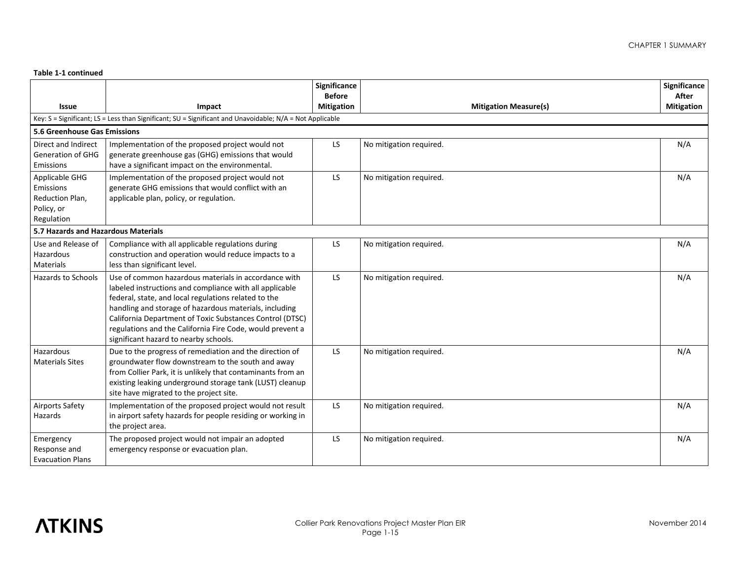**Table 1-1 continued**

| Issue | Impact | Significance Before Mitigation | Mitigation Measure(s) | Significance After Mitigation |
|---|---|---|---|---|
| Key: S = Significant; LS = Less than Significant; SU = Significant and Unavoidable; N/A = Not Applicable | | | | |
| **5.6 Greenhouse Gas Emissions** | | | | |
| Direct and Indirect Generation of GHG Emissions | Implementation of the proposed project would not generate greenhouse gas (GHG) emissions that would have a significant impact on the environmental. | LS | No mitigation required. | N/A |
| Applicable GHG Emissions Reduction Plan, Policy, or Regulation | Implementation of the proposed project would not generate GHG emissions that would conflict with an applicable plan, policy, or regulation. | LS | No mitigation required. | N/A |
| **5.7 Hazards and Hazardous Materials** | | | | |
| Use and Release of Hazardous Materials | Compliance with all applicable regulations during construction and operation would reduce impacts to a less than significant level. | LS | No mitigation required. | N/A |
| Hazards to Schools | Use of common hazardous materials in accordance with labeled instructions and compliance with all applicable federal, state, and local regulations related to the handling and storage of hazardous materials, including California Department of Toxic Substances Control (DTSC) regulations and the California Fire Code, would prevent a significant hazard to nearby schools. | LS | No mitigation required. | N/A |
| Hazardous Materials Sites | Due to the progress of remediation and the direction of groundwater flow downstream to the south and away from Collier Park, it is unlikely that contaminants from an existing leaking underground storage tank (LUST) cleanup site have migrated to the project site. | LS | No mitigation required. | N/A |
| Airports Safety Hazards | Implementation of the proposed project would not result in airport safety hazards for people residing or working in the project area. | LS | No mitigation required. | N/A |
| Emergency Response and Evacuation Plans | The proposed project would not impair an adopted emergency response or evacuation plan. | LS | No mitigation required. | N/A |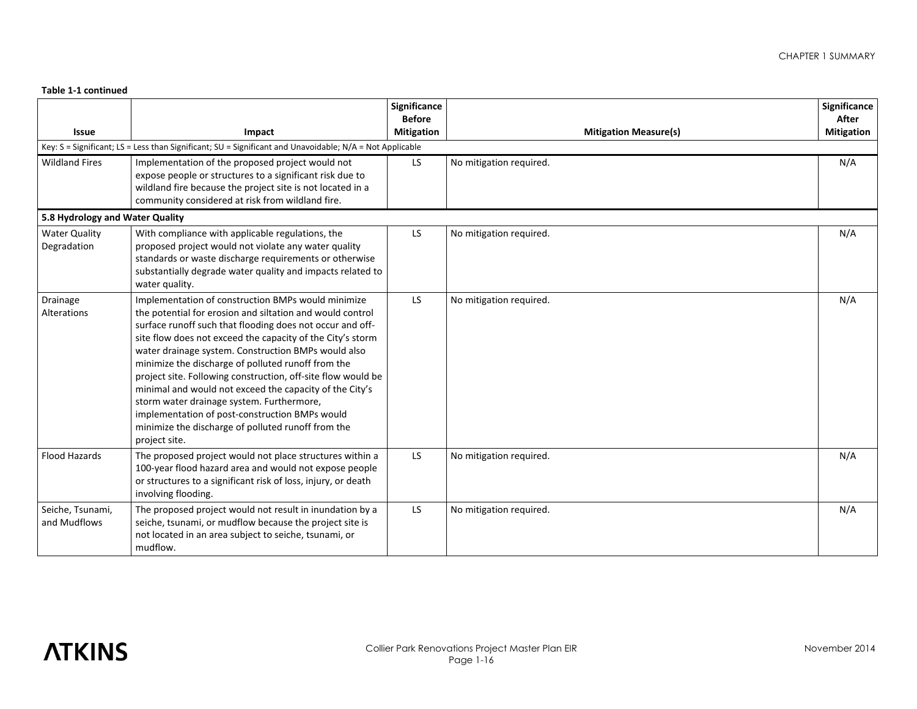**Table 1-1 continued**

| Issue | Impact | Significance Before Mitigation | Mitigation Measure(s) | Significance After Mitigation |
|---|---|---|---|---|
| Key: S = Significant; LS = Less than Significant; SU = Significant and Unavoidable; N/A = Not Applicable | | | | |
| Wildland Fires | Implementation of the proposed project would not expose people or structures to a significant risk due to wildland fire because the project site is not located in a community considered at risk from wildland fire. | LS | No mitigation required. | N/A |
| **5.8 Hydrology and Water Quality** | | | | |
| Water Quality Degradation | With compliance with applicable regulations, the proposed project would not violate any water quality standards or waste discharge requirements or otherwise substantially degrade water quality and impacts related to water quality. | LS | No mitigation required. | N/A |
| Drainage Alterations | Implementation of construction BMPs would minimize the potential for erosion and siltation and would control surface runoff such that flooding does not occur and off-site flow does not exceed the capacity of the City's storm water drainage system. Construction BMPs would also minimize the discharge of polluted runoff from the project site. Following construction, off-site flow would be minimal and would not exceed the capacity of the City's storm water drainage system. Furthermore, implementation of post-construction BMPs would minimize the discharge of polluted runoff from the project site. | LS | No mitigation required. | N/A |
| Flood Hazards | The proposed project would not place structures within a 100-year flood hazard area and would not expose people or structures to a significant risk of loss, injury, or death involving flooding. | LS | No mitigation required. | N/A |
| Seiche, Tsunami, and Mudflows | The proposed project would not result in inundation by a seiche, tsunami, or mudflow because the project site is not located in an area subject to seiche, tsunami, or mudflow. | LS | No mitigation required. | N/A |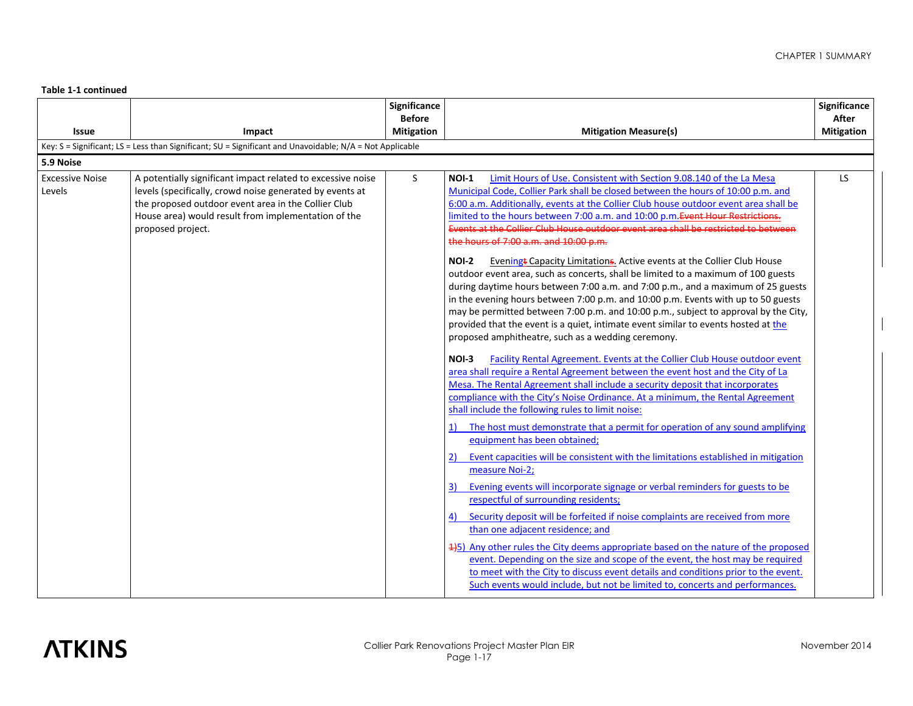**Table 1-1 continued**

| Issue | Impact | Significance Before Mitigation | Mitigation Measure(s) | Significance After Mitigation |
|---|---|---|---|---|
| Key: S = Significant; LS = Less than Significant; SU = Significant and Unavoidable; N/A = Not Applicable | | | | |
| **5.9 Noise** | | | | |
| Excessive Noise Levels | A potentially significant impact related to excessive noise levels (specifically, crowd noise generated by events at the proposed outdoor event area in the Collier Club House area) would result from implementation of the proposed project. | S | **NOI-1** Limit Hours of Use. Consistent with Section 9.08.140 of the La Mesa Municipal Code, Collier Park shall be closed between the hours of 10:00 p.m. and 6:00 a.m. Additionally, events at the Collier Club house outdoor event area shall be limited to the hours between 7:00 a.m. and 10:00 p.m. ~~Event Hour Restrictions. Events at the Collier Club House outdoor event area shall be restricted to between the hours of 7:00 a.m. and 10:00 p.m.~~<br><br>**NOI-2** Evening~~t~~ Capacity Limitation~~s~~. Active events at the Collier Club House outdoor event area, such as concerts, shall be limited to a maximum of 100 guests during daytime hours between 7:00 a.m. and 7:00 p.m., and a maximum of 25 guests in the evening hours between 7:00 p.m. and 10:00 p.m. Events with up to 50 guests may be permitted between 7:00 p.m. and 10:00 p.m., subject to approval by the City, provided that the event is a quiet, intimate event similar to events hosted at the proposed amphitheatre, such as a wedding ceremony.<br><br>**NOI-3** Facility Rental Agreement. Events at the Collier Club House outdoor event area shall require a Rental Agreement between the event host and the City of La Mesa. The Rental Agreement shall include a security deposit that incorporates compliance with the City's Noise Ordinance. At a minimum, the Rental Agreement shall include the following rules to limit noise:<br><br>1) The host must demonstrate that a permit for operation of any sound amplifying equipment has been obtained;<br><br>2) Event capacities will be consistent with the limitations established in mitigation measure Noi-2;<br><br>3) Evening events will incorporate signage or verbal reminders for guests to be respectful of surrounding residents;<br><br>4) Security deposit will be forfeited if noise complaints are received from more than one adjacent residence; and<br><br>~~1)~~5) Any other rules the City deems appropriate based on the nature of the proposed event. Depending on the size and scope of the event, the host may be required to meet with the City to discuss event details and conditions prior to the event. Such events would include, but not be limited to, concerts and performances. | LS |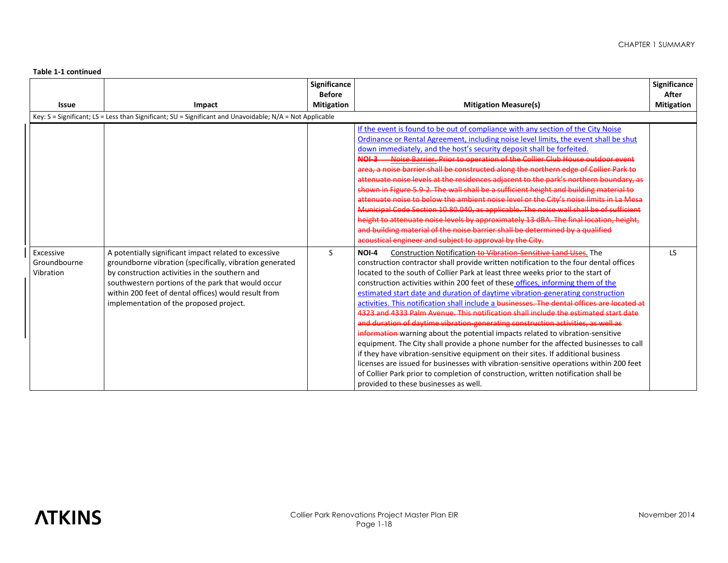**Table 1-1 continued**

| Issue | Impact | Significance Before Mitigation | Mitigation Measure(s) | Significance After Mitigation |
|---|---|---|---|---|
| Key: S = Significant; LS = Less than Significant; SU = Significant and Unavoidable; N/A = Not Applicable | | | | |
| | | | If the event is found to be out of compliance with any section of the City Noise Ordinance or Rental Agreement, including noise level limits, the event shall be shut down immediately, and the host's security deposit shall be forfeited. ~~**NOI-3** Noise Barrier. Prior to operation of the Collier Club House outdoor event area, a noise barrier shall be constructed along the northern edge of Collier Park to attenuate noise levels at the residences adjacent to the park's northern boundary, as shown in Figure 5.9-2. The wall shall be a sufficient height and building material to attenuate noise to below the ambient noise level or the City's noise limits in La Mesa Municipal Code Section 10.80.040, as applicable. The noise wall shall be of sufficient height to attenuate noise levels by approximately 13 dBA. The final location, height, and building material of the noise barrier shall be determined by a qualified acoustical engineer and subject to approval by the City.~~ | |
| Excessive Groundbourne Vibration | A potentially significant impact related to excessive groundborne vibration (specifically, vibration generated by construction activities in the southern and southwestern portions of the park that would occur within 200 feet of dental offices) would result from implementation of the proposed project. | S | **NOI-4** Construction Notification ~~to Vibration-Sensitive Land Uses~~. The construction contractor shall provide written notification to the four dental offices located to the south of Collier Park at least three weeks prior to the start of construction activities within 200 feet of these offices, informing them of the estimated start date and duration of daytime vibration-generating construction activities. This notification shall include a ~~businesses. The dental offices are located at 4323 and 4333 Palm Avenue. This notification shall include the estimated start date and duration of daytime vibration-generating construction activities, as well as information~~ warning about the potential impacts related to vibration-sensitive equipment. The City shall provide a phone number for the affected businesses to call if they have vibration-sensitive equipment on their sites. If additional business licenses are issued for businesses with vibration-sensitive operations within 200 feet of Collier Park prior to completion of construction, written notification shall be provided to these businesses as well. | LS |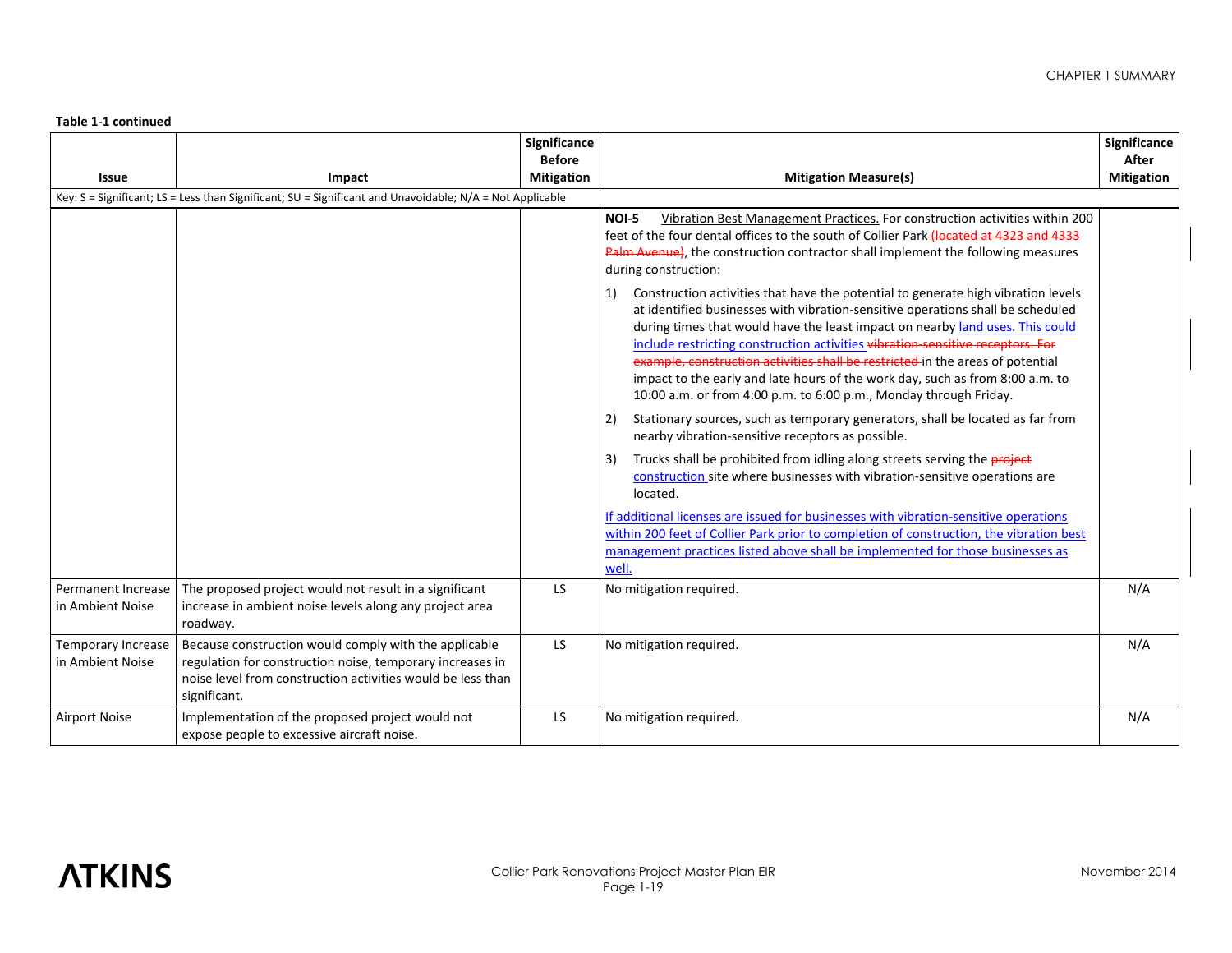**Table 1-1 continued**

| Issue | Impact | Significance Before Mitigation | Mitigation Measure(s) | Significance After Mitigation |
|---|---|---|---|---|
| Key: S = Significant; LS = Less than Significant; SU = Significant and Unavoidable; N/A = Not Applicable | | | | |
| | | | **NOI-5** Vibration Best Management Practices. For construction activities within 200 feet of the four dental offices to the south of Collier Park ~~(located at 4323 and 4333 Palm Avenue)~~, the construction contractor shall implement the following measures during construction:<br><br>1) Construction activities that have the potential to generate high vibration levels at identified businesses with vibration-sensitive operations shall be scheduled during times that would have the least impact on nearby land uses. This could include restricting construction activities ~~vibration-sensitive receptors. For example, construction activities shall be restricted~~ in the areas of potential impact to the early and late hours of the work day, such as from 8:00 a.m. to 10:00 a.m. or from 4:00 p.m. to 6:00 p.m., Monday through Friday.<br><br>2) Stationary sources, such as temporary generators, shall be located as far from nearby vibration-sensitive receptors as possible.<br><br>3) Trucks shall be prohibited from idling along streets serving the ~~project~~ construction site where businesses with vibration-sensitive operations are located.<br><br>If additional licenses are issued for businesses with vibration-sensitive operations within 200 feet of Collier Park prior to completion of construction, the vibration best management practices listed above shall be implemented for those businesses as well. | |
| Permanent Increase in Ambient Noise | The proposed project would not result in a significant increase in ambient noise levels along any project area roadway. | LS | No mitigation required. | N/A |
| Temporary Increase in Ambient Noise | Because construction would comply with the applicable regulation for construction noise, temporary increases in noise level from construction activities would be less than significant. | LS | No mitigation required. | N/A |
| Airport Noise | Implementation of the proposed project would not expose people to excessive aircraft noise. | LS | No mitigation required. | N/A |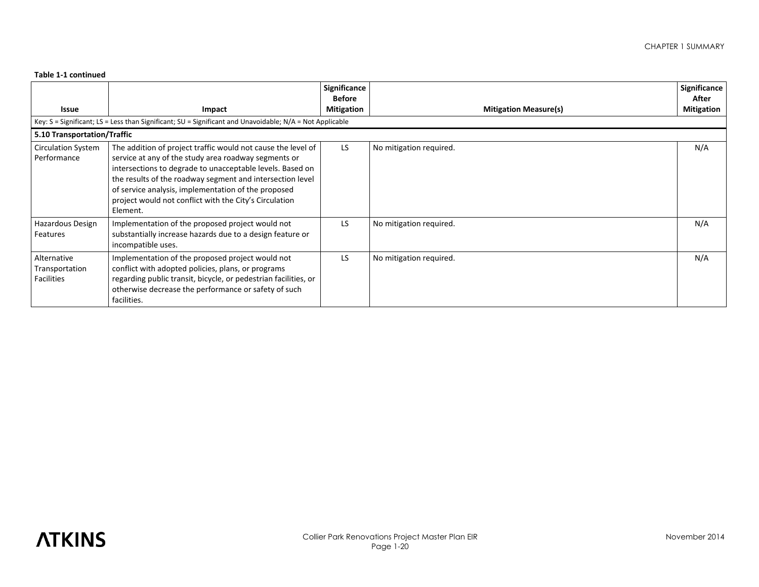**Table 1-1 continued**

| Issue | Impact | Significance Before Mitigation | Mitigation Measure(s) | Significance After Mitigation |
|---|---|---|---|---|
| Key: S = Significant; LS = Less than Significant; SU = Significant and Unavoidable; N/A = Not Applicable | | | | |
| **5.10 Transportation/Traffic** | | | | |
| Circulation System Performance | The addition of project traffic would not cause the level of service at any of the study area roadway segments or intersections to degrade to unacceptable levels. Based on the results of the roadway segment and intersection level of service analysis, implementation of the proposed project would not conflict with the City's Circulation Element. | LS | No mitigation required. | N/A |
| Hazardous Design Features | Implementation of the proposed project would not substantially increase hazards due to a design feature or incompatible uses. | LS | No mitigation required. | N/A |
| Alternative Transportation Facilities | Implementation of the proposed project would not conflict with adopted policies, plans, or programs regarding public transit, bicycle, or pedestrian facilities, or otherwise decrease the performance or safety of such facilities. | LS | No mitigation required. | N/A |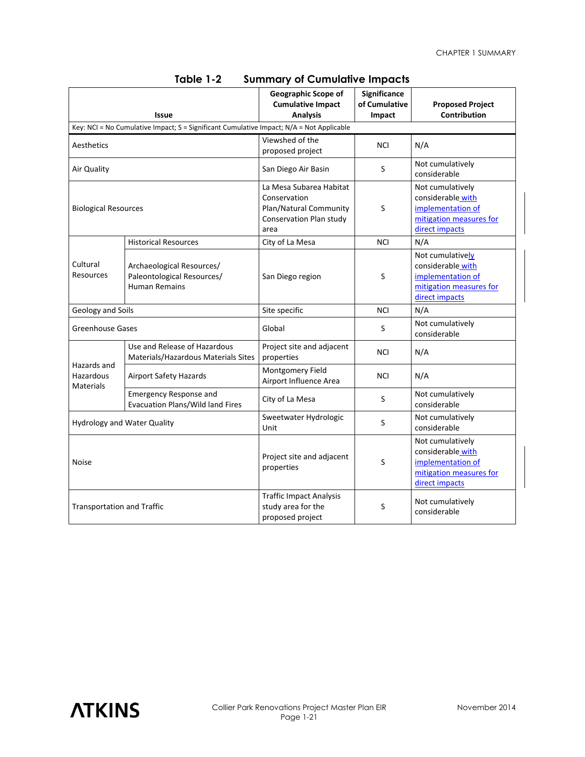**Table 1-2 Summary of Cumulative Impacts**

| Issue | | Geographic Scope of Cumulative Impact Analysis | Significance of Cumulative Impact | Proposed Project Contribution |
|---|---|---|---|---|
| Key: NCI = No Cumulative Impact; S = Significant Cumulative Impact; N/A = Not Applicable | | | | |
| Aesthetics | | Viewshed of the proposed project | NCI | N/A |
| Air Quality | | San Diego Air Basin | S | Not cumulatively considerable |
| Biological Resources | | La Mesa Subarea Habitat Conservation Plan/Natural Community Conservation Plan study area | S | Not cumulatively considerable with implementation of mitigation measures for direct impacts |
| Cultural Resources | Historical Resources | City of La Mesa | NCI | N/A |
| | Archaeological Resources/ Paleontological Resources/ Human Remains | San Diego region | S | Not cumulatively considerable with implementation of mitigation measures for direct impacts |
| Geology and Soils | | Site specific | NCI | N/A |
| Greenhouse Gases | | Global | S | Not cumulatively considerable |
| Hazards and Hazardous Materials | Use and Release of Hazardous Materials/Hazardous Materials Sites | Project site and adjacent properties | NCI | N/A |
| | Airport Safety Hazards | Montgomery Field Airport Influence Area | NCI | N/A |
| | Emergency Response and Evacuation Plans/Wild land Fires | City of La Mesa | S | Not cumulatively considerable |
| Hydrology and Water Quality | | Sweetwater Hydrologic Unit | S | Not cumulatively considerable |
| Noise | | Project site and adjacent properties | S | Not cumulatively considerable with implementation of mitigation measures for direct impacts |
| Transportation and Traffic | | Traffic Impact Analysis study area for the proposed project | S | Not cumulatively considerable |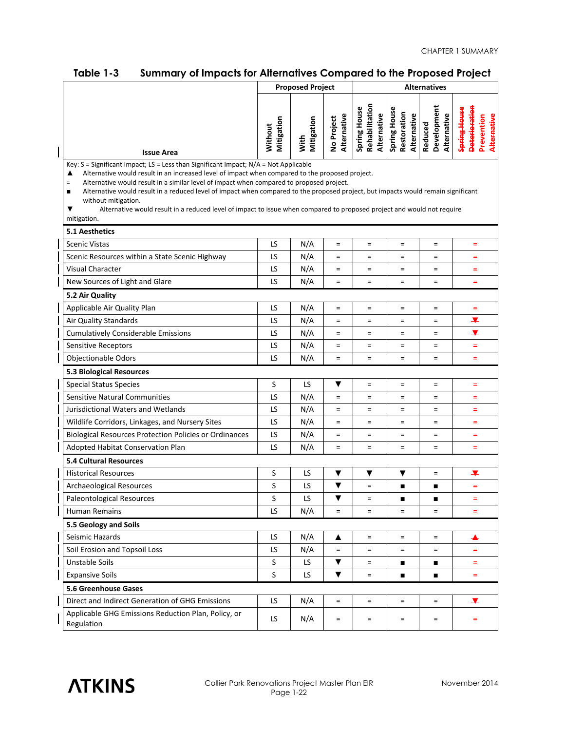## Table 1-3 Summary of Impacts for Alternatives Compared to the Proposed Project

| Issue Area | Proposed Project | | Alternatives | | | | |
|---|---|---|---|---|---|---|---|
| | Without Mitigation | With Mitigation | No Project Alternative | Spring House Rehabilitation Alternative | Spring House Restoration Alternative | Reduced Development Alternative | ~~Spring House Deterioration Prevention Alternative~~ |
| Key: S = Significant Impact; LS = Less than Significant Impact; N/A = Not Applicable<br>▲ Alternative would result in an increased level of impact when compared to the proposed project.<br>= Alternative would result in a similar level of impact when compared to proposed project.<br>■ Alternative would result in a reduced level of impact when compared to the proposed project, but impacts would remain significant without mitigation.<br>▼ Alternative would result in a reduced level of impact to issue when compared to proposed project and would not require mitigation. | | | | | | | |
| **5.1 Aesthetics** | | | | | | | |
| Scenic Vistas | LS | N/A | = | = | = | = | ~~=~~ |
| Scenic Resources within a State Scenic Highway | LS | N/A | = | = | = | = | ~~=~~ |
| Visual Character | LS | N/A | = | = | = | = | ~~=~~ |
| New Sources of Light and Glare | LS | N/A | = | = | = | = | ~~=~~ |
| **5.2 Air Quality** | | | | | | | |
| Applicable Air Quality Plan | LS | N/A | = | = | = | = | ~~=~~ |
| Air Quality Standards | LS | N/A | = | = | = | = | ~~▼~~ |
| Cumulatively Considerable Emissions | LS | N/A | = | = | = | = | ~~▼~~ |
| Sensitive Receptors | LS | N/A | = | = | = | = | ~~=~~ |
| Objectionable Odors | LS | N/A | = | = | = | = | ~~=~~ |
| **5.3 Biological Resources** | | | | | | | |
| Special Status Species | S | LS | ▼ | = | = | = | ~~=~~ |
| Sensitive Natural Communities | LS | N/A | = | = | = | = | ~~=~~ |
| Jurisdictional Waters and Wetlands | LS | N/A | = | = | = | = | ~~=~~ |
| Wildlife Corridors, Linkages, and Nursery Sites | LS | N/A | = | = | = | = | ~~=~~ |
| Biological Resources Protection Policies or Ordinances | LS | N/A | = | = | = | = | ~~=~~ |
| Adopted Habitat Conservation Plan | LS | N/A | = | = | = | = | ~~=~~ |
| **5.4 Cultural Resources** | | | | | | | |
| Historical Resources | S | LS | ▼ | ▼ | ▼ | = | ~~▼~~ |
| Archaeological Resources | S | LS | ▼ | = | ■ | ■ | ~~=~~ |
| Paleontological Resources | S | LS | ▼ | = | ■ | ■ | ~~=~~ |
| Human Remains | LS | N/A | = | = | = | = | ~~=~~ |
| **5.5 Geology and Soils** | | | | | | | |
| Seismic Hazards | LS | N/A | ▲ | = | = | = | ~~▲~~ |
| Soil Erosion and Topsoil Loss | LS | N/A | = | = | = | = | ~~=~~ |
| Unstable Soils | S | LS | ▼ | = | ■ | ■ | ~~=~~ |
| Expansive Soils | S | LS | ▼ | = | ■ | ■ | ~~=~~ |
| **5.6 Greenhouse Gases** | | | | | | | |
| Direct and Indirect Generation of GHG Emissions | LS | N/A | = | = | = | = | ~~▼~~ |
| Applicable GHG Emissions Reduction Plan, Policy, or Regulation | LS | N/A | = | = | = | = | ~~=~~ |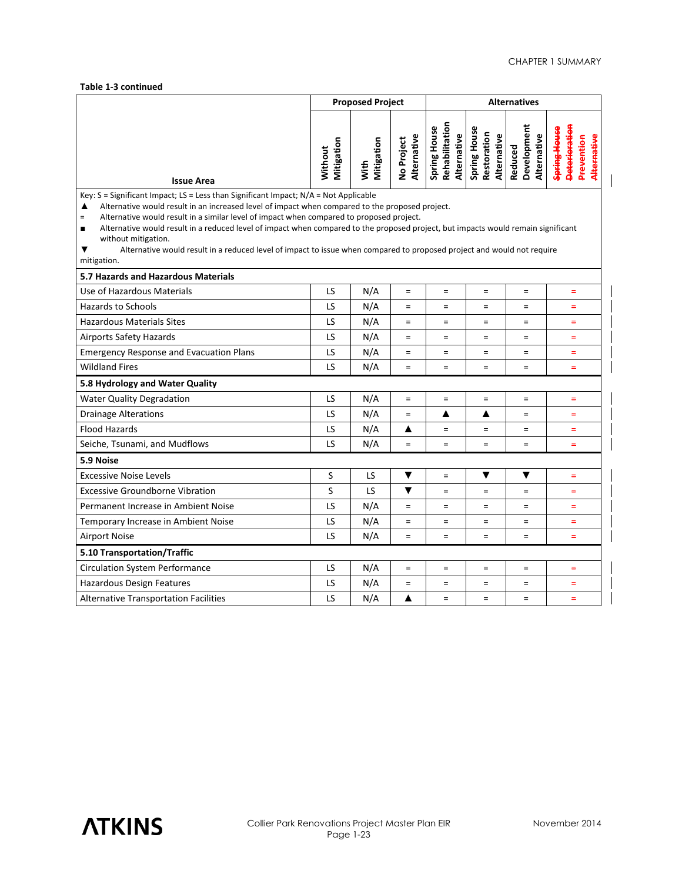**Table 1-3 continued**

| Issue Area | Proposed Project | | Alternatives | | | | |
|---|---|---|---|---|---|---|---|
| | Without Mitigation | With Mitigation | No Project Alternative | Spring House Rehabilitation Alternative | Spring House Restoration Alternative | Reduced Development Alternative | ~~Spring House Deterioration Prevention Alternative~~ |
| Key: S = Significant Impact; LS = Less than Significant Impact; N/A = Not Applicable<br>▲ Alternative would result in an increased level of impact when compared to the proposed project.<br>= Alternative would result in a similar level of impact when compared to proposed project.<br>■ Alternative would result in a reduced level of impact when compared to the proposed project, but impacts would remain significant without mitigation.<br>▼ Alternative would result in a reduced level of impact to issue when compared to proposed project and would not require mitigation. | | | | | | | |
| **5.7 Hazards and Hazardous Materials** | | | | | | | |
| Use of Hazardous Materials | LS | N/A | = | = | = | = | ~~=~~ |
| Hazards to Schools | LS | N/A | = | = | = | = | ~~=~~ |
| Hazardous Materials Sites | LS | N/A | = | = | = | = | ~~=~~ |
| Airports Safety Hazards | LS | N/A | = | = | = | = | ~~=~~ |
| Emergency Response and Evacuation Plans | LS | N/A | = | = | = | = | ~~=~~ |
| Wildland Fires | LS | N/A | = | = | = | = | ~~=~~ |
| **5.8 Hydrology and Water Quality** | | | | | | | |
| Water Quality Degradation | LS | N/A | = | = | = | = | ~~=~~ |
| Drainage Alterations | LS | N/A | = | ▲ | ▲ | = | ~~=~~ |
| Flood Hazards | LS | N/A | ▲ | = | = | = | ~~=~~ |
| Seiche, Tsunami, and Mudflows | LS | N/A | = | = | = | = | ~~=~~ |
| **5.9 Noise** | | | | | | | |
| Excessive Noise Levels | S | LS | ▼ | = | ▼ | ▼ | ~~=~~ |
| Excessive Groundborne Vibration | S | LS | ▼ | = | = | = | ~~=~~ |
| Permanent Increase in Ambient Noise | LS | N/A | = | = | = | = | ~~=~~ |
| Temporary Increase in Ambient Noise | LS | N/A | = | = | = | = | ~~=~~ |
| Airport Noise | LS | N/A | = | = | = | = | ~~=~~ |
| **5.10 Transportation/Traffic** | | | | | | | |
| Circulation System Performance | LS | N/A | = | = | = | = | ~~=~~ |
| Hazardous Design Features | LS | N/A | = | = | = | = | ~~=~~ |
| Alternative Transportation Facilities | LS | N/A | ▲ | = | = | = | ~~=~~ |